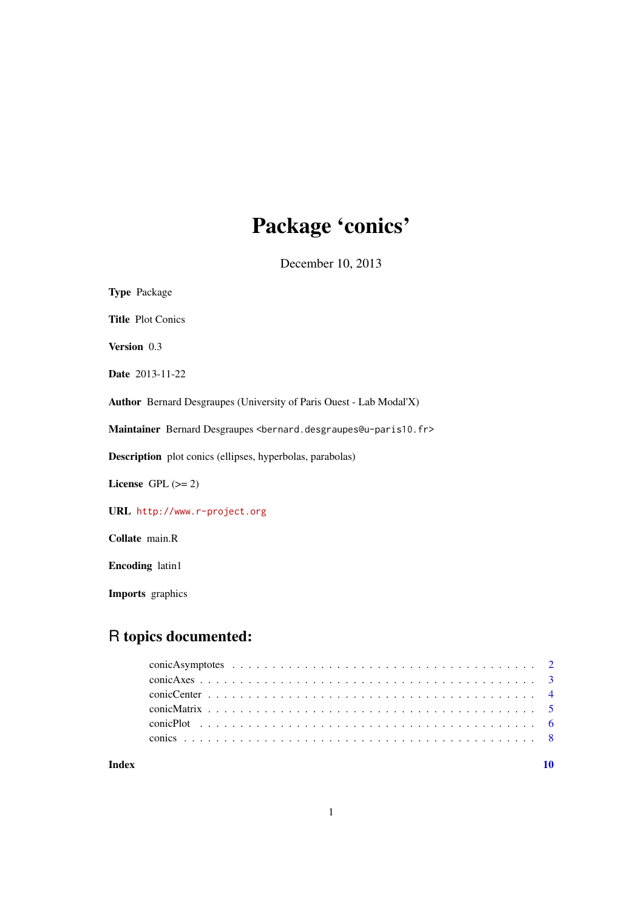# Package 'conics'

December 10, 2013

**Type** Package

**Title** Plot Conics

**Version** 0.3

**Date** 2013-11-22

**Author** Bernard Desgraupes (University of Paris Ouest - Lab Modal'X)

**Maintainer** Bernard Desgraupes <bernard.desgraupes@u-paris10.fr>

**Description** plot conics (ellipses, hyperbolas, parabolas)

**License** GPL (>= 2)

**URL** http://www.r-project.org

**Collate** main.R

**Encoding** latin1

**Imports** graphics

## R topics documented:

| | |
|---|---|
| conicAsymptotes | 2 |
| conicAxes | 3 |
| conicCenter | 4 |
| conicMatrix | 5 |
| conicPlot | 6 |
| conics | 8 |
| **Index** | **10** |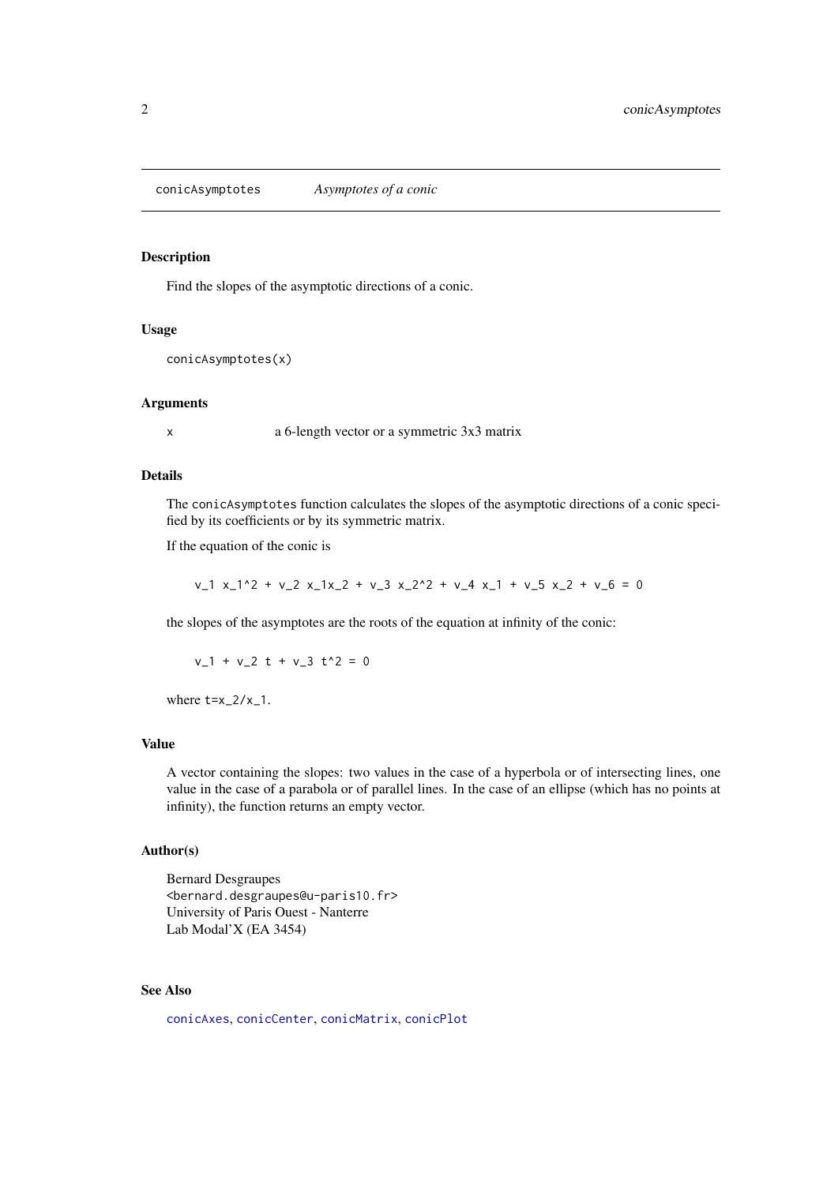conicAsymptotes *Asymptotes of a conic*

## Description

Find the slopes of the asymptotic directions of a conic.

## Usage

```
conicAsymptotes(x)
```

## Arguments

`x` a 6-length vector or a symmetric 3x3 matrix

## Details

The `conicAsymptotes` function calculates the slopes of the asymptotic directions of a conic specified by its coefficients or by its symmetric matrix.

If the equation of the conic is

```
v_1 x_1^2 + v_2 x_1x_2 + v_3 x_2^2 + v_4 x_1 + v_5 x_2 + v_6 = 0
```

the slopes of the asymptotes are the roots of the equation at infinity of the conic:

```
v_1 + v_2 t + v_3 t^2 = 0
```

where `t=x_2/x_1`.

## Value

A vector containing the slopes: two values in the case of a hyperbola or of intersecting lines, one value in the case of a parabola or of parallel lines. In the case of an ellipse (which has no points at infinity), the function returns an empty vector.

## Author(s)

Bernard Desgraupes
<bernard.desgraupes@u-paris10.fr>
University of Paris Ouest - Nanterre
Lab Modal'X (EA 3454)

## See Also

conicAxes, conicCenter, conicMatrix, conicPlot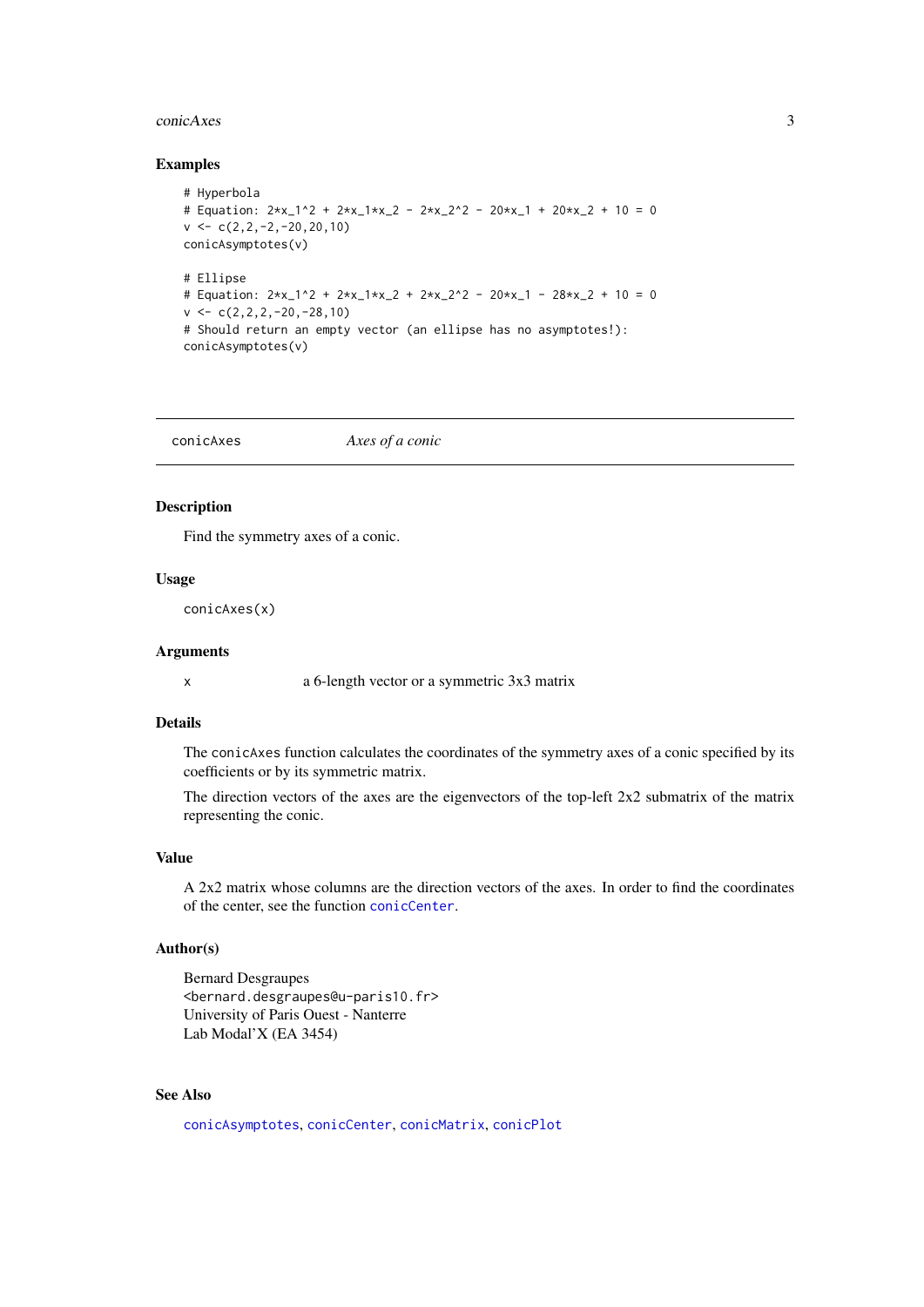### Examples

```
# Hyperbola
# Equation: 2*x_1^2 + 2*x_1*x_2 - 2*x_2^2 - 20*x_1 + 20*x_2 + 10 = 0
v <- c(2,2,-2,-20,20,10)
conicAsymptotes(v)

# Ellipse
# Equation: 2*x_1^2 + 2*x_1*x_2 + 2*x_2^2 - 20*x_1 - 28*x_2 + 10 = 0
v <- c(2,2,2,-20,-28,10)
# Should return an empty vector (an ellipse has no asymptotes!):
conicAsymptotes(v)
```

---

## conicAxes — *Axes of a conic*

### Description

Find the symmetry axes of a conic.

### Usage

```
conicAxes(x)
```

### Arguments

| | |
|---|---|
| x | a 6-length vector or a symmetric 3x3 matrix |

### Details

The `conicAxes` function calculates the coordinates of the symmetry axes of a conic specified by its coefficients or by its symmetric matrix.

The direction vectors of the axes are the eigenvectors of the top-left 2x2 submatrix of the matrix representing the conic.

### Value

A 2x2 matrix whose columns are the direction vectors of the axes. In order to find the coordinates of the center, see the function `conicCenter`.

### Author(s)

Bernard Desgraupes
<bernard.desgraupes@u-paris10.fr>
University of Paris Ouest - Nanterre
Lab Modal'X (EA 3454)

### See Also

`conicAsymptotes`, `conicCenter`, `conicMatrix`, `conicPlot`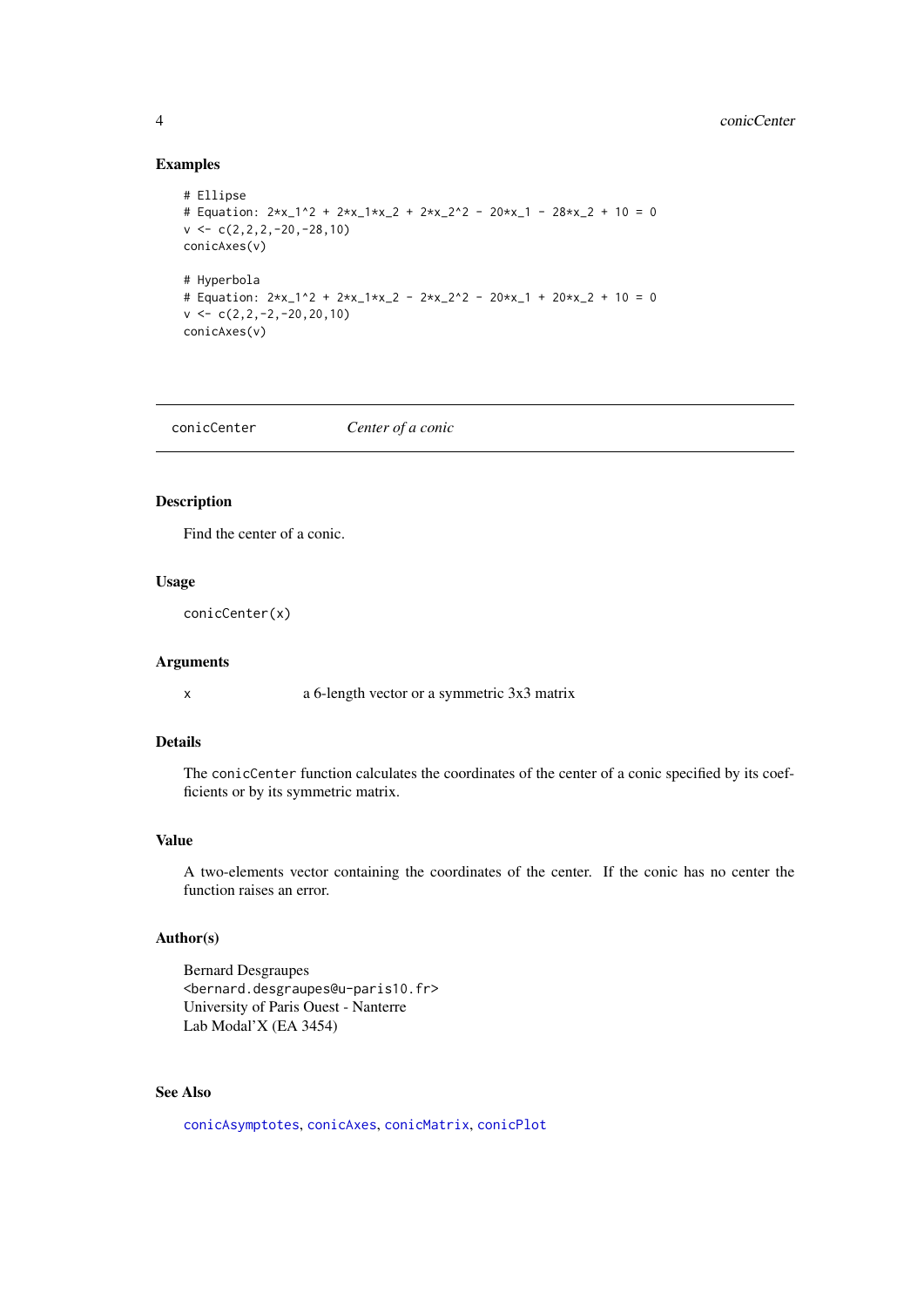### Examples

```
# Ellipse
# Equation: 2*x_1^2 + 2*x_1*x_2 + 2*x_2^2 - 20*x_1 - 28*x_2 + 10 = 0
v <- c(2,2,2,-20,-28,10)
conicAxes(v)

# Hyperbola
# Equation: 2*x_1^2 + 2*x_1*x_2 - 2*x_2^2 - 20*x_1 + 20*x_2 + 10 = 0
v <- c(2,2,-2,-20,20,10)
conicAxes(v)
```

---

## conicCenter — *Center of a conic*

---

### Description

Find the center of a conic.

### Usage

```
conicCenter(x)
```

### Arguments

| | |
|---|---|
| x | a 6-length vector or a symmetric 3x3 matrix |

### Details

The `conicCenter` function calculates the coordinates of the center of a conic specified by its coefficients or by its symmetric matrix.

### Value

A two-elements vector containing the coordinates of the center. If the conic has no center the function raises an error.

### Author(s)

Bernard Desgraupes
<bernard.desgraupes@u-paris10.fr>
University of Paris Ouest - Nanterre
Lab Modal'X (EA 3454)

### See Also

conicAsymptotes, conicAxes, conicMatrix, conicPlot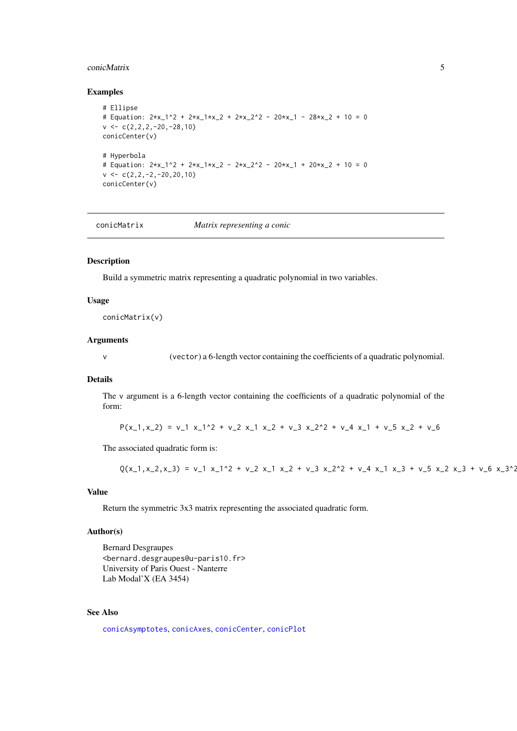### Examples

```
# Ellipse
# Equation: 2*x_1^2 + 2*x_1*x_2 + 2*x_2^2 - 20*x_1 - 28*x_2 + 10 = 0
v <- c(2,2,2,-20,-28,10)
conicCenter(v)

# Hyperbola
# Equation: 2*x_1^2 + 2*x_1*x_2 - 2*x_2^2 - 20*x_1 + 20*x_2 + 10 = 0
v <- c(2,2,-2,-20,20,10)
conicCenter(v)
```

---

## conicMatrix &nbsp;&nbsp;&nbsp;&nbsp;&nbsp; *Matrix representing a conic*

---

### Description

Build a symmetric matrix representing a quadratic polynomial in two variables.

### Usage

```
conicMatrix(v)
```

### Arguments

| | |
|---|---|
| v | (vector) a 6-length vector containing the coefficients of a quadratic polynomial. |

### Details

The v argument is a 6-length vector containing the coefficients of a quadratic polynomial of the form:

```
P(x_1,x_2) = v_1 x_1^2 + v_2 x_1 x_2 + v_3 x_2^2 + v_4 x_1 + v_5 x_2 + v_6
```

The associated quadratic form is:

```
Q(x_1,x_2,x_3) = v_1 x_1^2 + v_2 x_1 x_2 + v_3 x_2^2 + v_4 x_1 x_3 + v_5 x_2 x_3 + v_6 x_3^2
```

### Value

Return the symmetric 3x3 matrix representing the associated quadratic form.

### Author(s)

Bernard Desgraupes
<bernard.desgraupes@u-paris10.fr>
University of Paris Ouest - Nanterre
Lab Modal'X (EA 3454)

### See Also

conicAsymptotes, conicAxes, conicCenter, conicPlot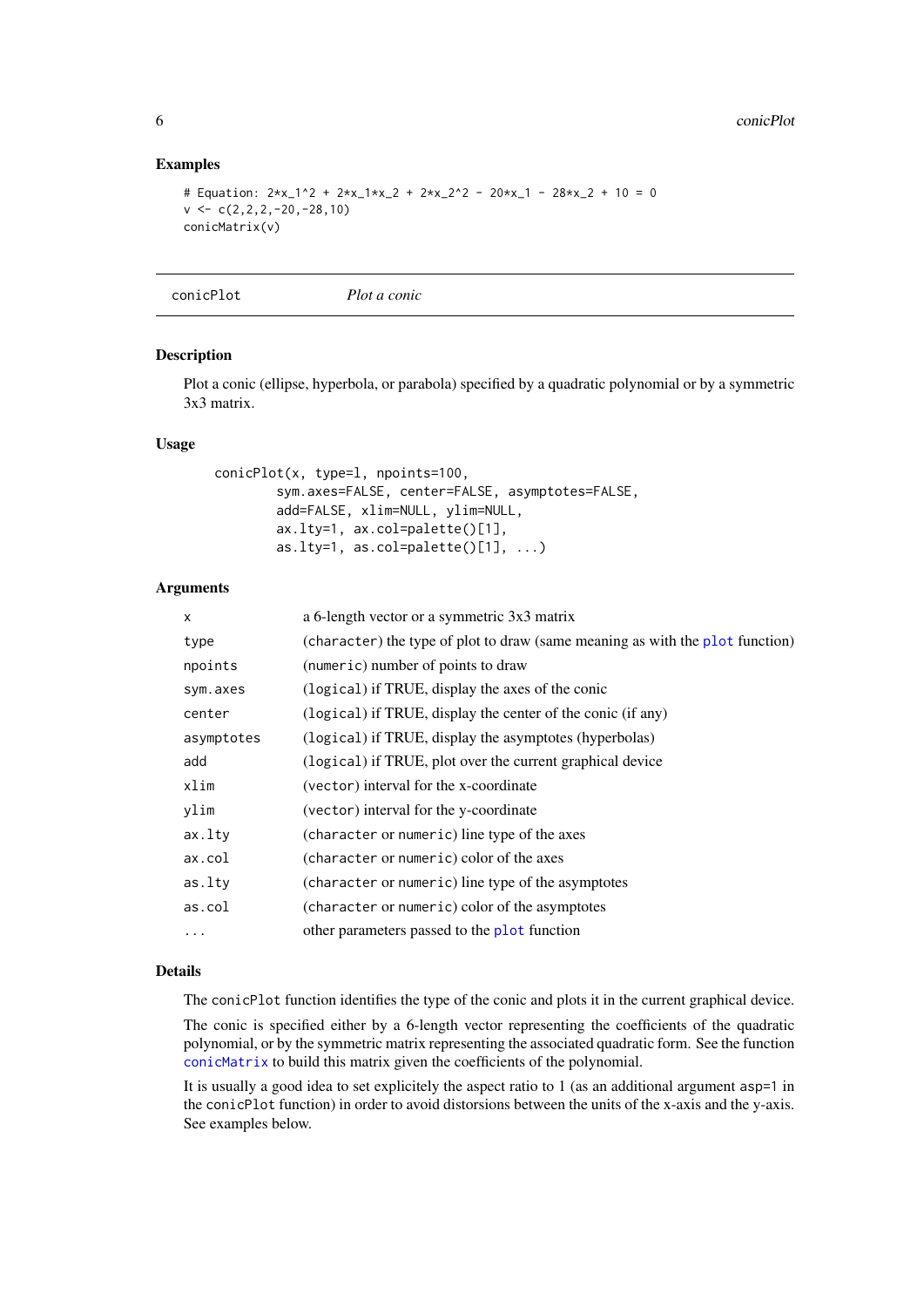### Examples

```
# Equation: 2*x_1^2 + 2*x_1*x_2 + 2*x_2^2 - 20*x_1 - 28*x_2 + 10 = 0
v <- c(2,2,2,-20,-28,10)
conicMatrix(v)
```

---

## conicPlot *Plot a conic*

---

### Description

Plot a conic (ellipse, hyperbola, or parabola) specified by a quadratic polynomial or by a symmetric 3x3 matrix.

### Usage

```
conicPlot(x, type=l, npoints=100,
        sym.axes=FALSE, center=FALSE, asymptotes=FALSE,
        add=FALSE, xlim=NULL, ylim=NULL,
        ax.lty=1, ax.col=palette()[1],
        as.lty=1, as.col=palette()[1], ...)
```

### Arguments

| | |
|---|---|
| `x` | a 6-length vector or a symmetric 3x3 matrix |
| `type` | (`character`) the type of plot to draw (same meaning as with the `plot` function) |
| `npoints` | (`numeric`) number of points to draw |
| `sym.axes` | (`logical`) if TRUE, display the axes of the conic |
| `center` | (`logical`) if TRUE, display the center of the conic (if any) |
| `asymptotes` | (`logical`) if TRUE, display the asymptotes (hyperbolas) |
| `add` | (`logical`) if TRUE, plot over the current graphical device |
| `xlim` | (`vector`) interval for the x-coordinate |
| `ylim` | (`vector`) interval for the y-coordinate |
| `ax.lty` | (`character` or `numeric`) line type of the axes |
| `ax.col` | (`character` or `numeric`) color of the axes |
| `as.lty` | (`character` or `numeric`) line type of the asymptotes |
| `as.col` | (`character` or `numeric`) color of the asymptotes |
| `...` | other parameters passed to the `plot` function |

### Details

The `conicPlot` function identifies the type of the conic and plots it in the current graphical device.

The conic is specified either by a 6-length vector representing the coefficients of the quadratic polynomial, or by the symmetric matrix representing the associated quadratic form. See the function `conicMatrix` to build this matrix given the coefficients of the polynomial.

It is usually a good idea to set explicitely the aspect ratio to 1 (as an additional argument `asp=1` in the `conicPlot` function) in order to avoid distorsions between the units of the x-axis and the y-axis. See examples below.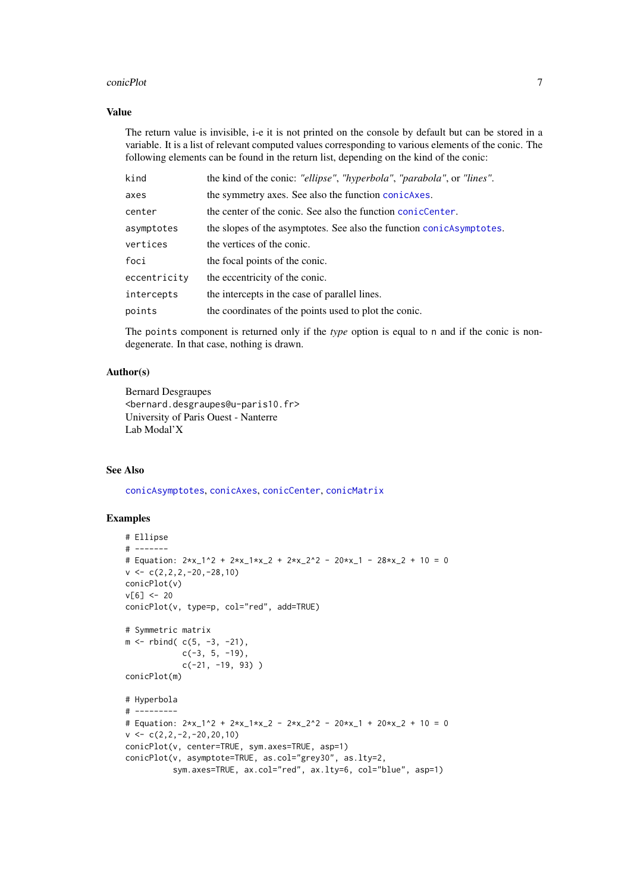## Value

The return value is invisible, i-e it is not printed on the console by default but can be stored in a variable. It is a list of relevant computed values corresponding to various elements of the conic. The following elements can be found in the return list, depending on the kind of the conic:

| | |
|---|---|
| `kind` | the kind of the conic: *"ellipse"*, *"hyperbola"*, *"parabola"*, or *"lines"*. |
| `axes` | the symmetry axes. See also the function `conicAxes`. |
| `center` | the center of the conic. See also the function `conicCenter`. |
| `asymptotes` | the slopes of the asymptotes. See also the function `conicAsymptotes`. |
| `vertices` | the vertices of the conic. |
| `foci` | the focal points of the conic. |
| `eccentricity` | the eccentricity of the conic. |
| `intercepts` | the intercepts in the case of parallel lines. |
| `points` | the coordinates of the points used to plot the conic. |

The `points` component is returned only if the *type* option is equal to `n` and if the conic is non-degenerate. In that case, nothing is drawn.

## Author(s)

Bernard Desgraupes
<bernard.desgraupes@u-paris10.fr>
University of Paris Ouest - Nanterre
Lab Modal'X

## See Also

`conicAsymptotes`, `conicAxes`, `conicCenter`, `conicMatrix`

## Examples

```
# Ellipse
# -------
# Equation: 2*x_1^2 + 2*x_1*x_2 + 2*x_2^2 - 20*x_1 - 28*x_2 + 10 = 0
v <- c(2,2,2,-20,-28,10)
conicPlot(v)
v[6] <- 20
conicPlot(v, type=p, col="red", add=TRUE)

# Symmetric matrix
m <- rbind( c(5, -3, -21),
            c(-3, 5, -19),
            c(-21, -19, 93) )
conicPlot(m)

# Hyperbola
# ---------
# Equation: 2*x_1^2 + 2*x_1*x_2 - 2*x_2^2 - 20*x_1 + 20*x_2 + 10 = 0
v <- c(2,2,-2,-20,20,10)
conicPlot(v, center=TRUE, sym.axes=TRUE, asp=1)
conicPlot(v, asymptote=TRUE, as.col="grey30", as.lty=2,
          sym.axes=TRUE, ax.col="red", ax.lty=6, col="blue", asp=1)
```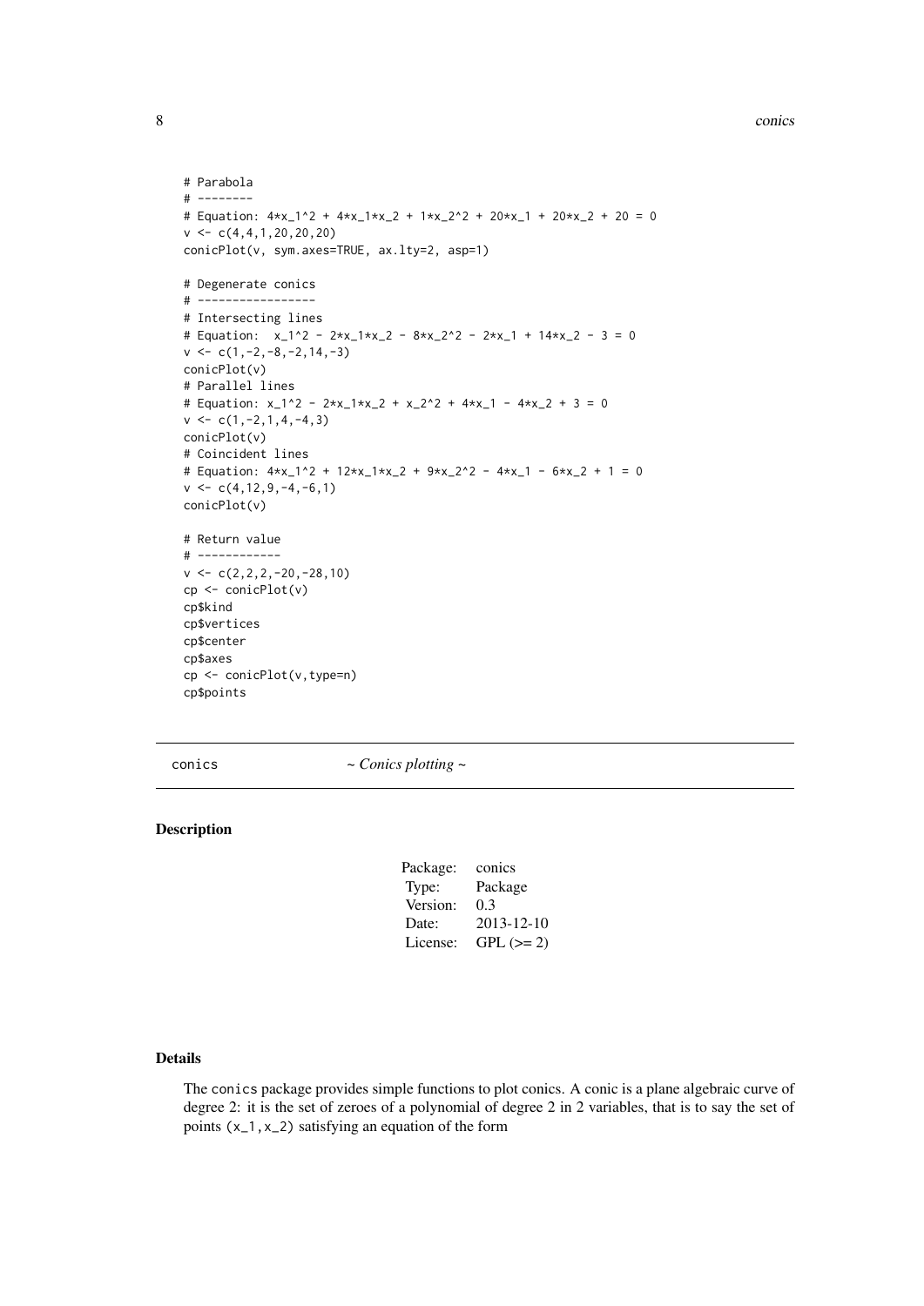```
# Parabola
# --------
# Equation: 4*x_1^2 + 4*x_1*x_2 + 1*x_2^2 + 20*x_1 + 20*x_2 + 20 = 0
v <- c(4,4,1,20,20,20)
conicPlot(v, sym.axes=TRUE, ax.lty=2, asp=1)

# Degenerate conics
# -----------------
# Intersecting lines
# Equation:  x_1^2 - 2*x_1*x_2 - 8*x_2^2 - 2*x_1 + 14*x_2 - 3 = 0
v <- c(1,-2,-8,-2,14,-3)
conicPlot(v)
# Parallel lines
# Equation: x_1^2 - 2*x_1*x_2 + x_2^2 + 4*x_1 - 4*x_2 + 3 = 0
v <- c(1,-2,1,4,-4,3)
conicPlot(v)
# Coincident lines
# Equation: 4*x_1^2 + 12*x_1*x_2 + 9*x_2^2 - 4*x_1 - 6*x_2 + 1 = 0
v <- c(4,12,9,-4,-6,1)
conicPlot(v)

# Return value
# ------------
v <- c(2,2,2,-20,-28,10)
cp <- conicPlot(v)
cp$kind
cp$vertices
cp$center
cp$axes
cp <- conicPlot(v,type=n)
cp$points
```

## conics — *~ Conics plotting ~*

### Description

| Package: | conics |
|---|---|
| Type: | Package |
| Version: | 0.3 |
| Date: | 2013-12-10 |
| License: | GPL (>= 2) |

### Details

The conics package provides simple functions to plot conics. A conic is a plane algebraic curve of degree 2: it is the set of zeroes of a polynomial of degree 2 in 2 variables, that is to say the set of points $(x_1, x_2)$ satisfying an equation of the form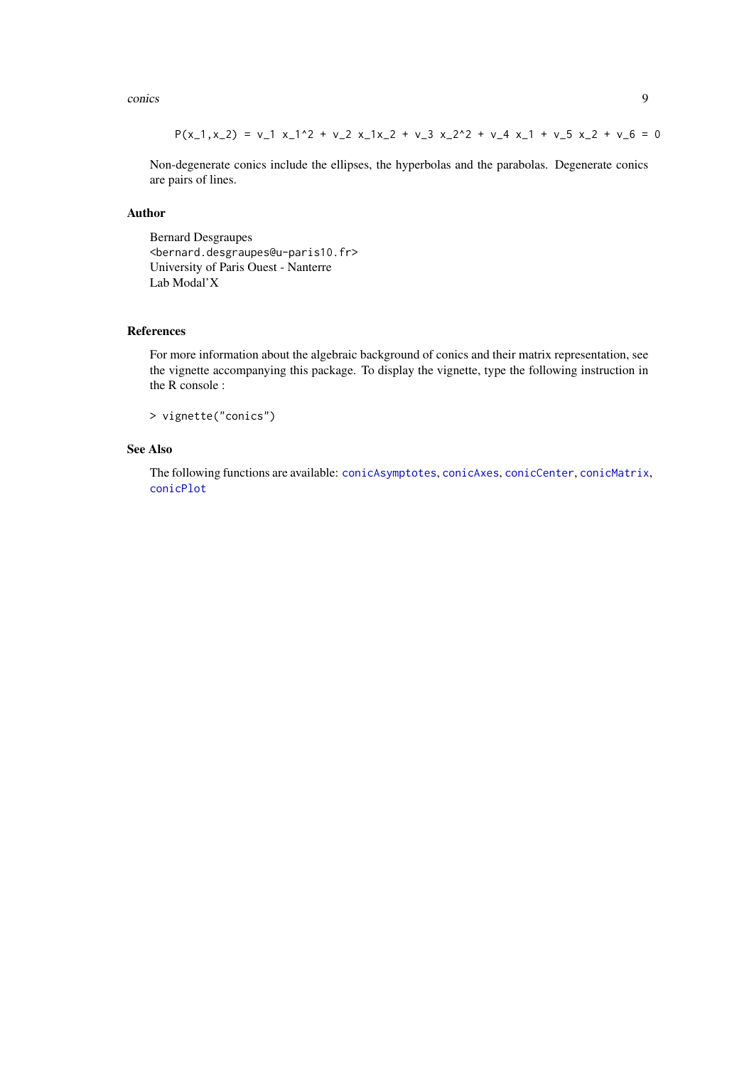```
P(x_1,x_2) = v_1 x_1^2 + v_2 x_1x_2 + v_3 x_2^2 + v_4 x_1 + v_5 x_2 + v_6 = 0
```

Non-degenerate conics include the ellipses, the hyperbolas and the parabolas. Degenerate conics are pairs of lines.

## Author

Bernard Desgraupes
<bernard.desgraupes@u-paris10.fr>
University of Paris Ouest - Nanterre
Lab Modal'X

## References

For more information about the algebraic background of conics and their matrix representation, see the vignette accompanying this package. To display the vignette, type the following instruction in the R console :

```
> vignette("conics")
```

## See Also

The following functions are available: `conicAsymptotes`, `conicAxes`, `conicCenter`, `conicMatrix`, `conicPlot`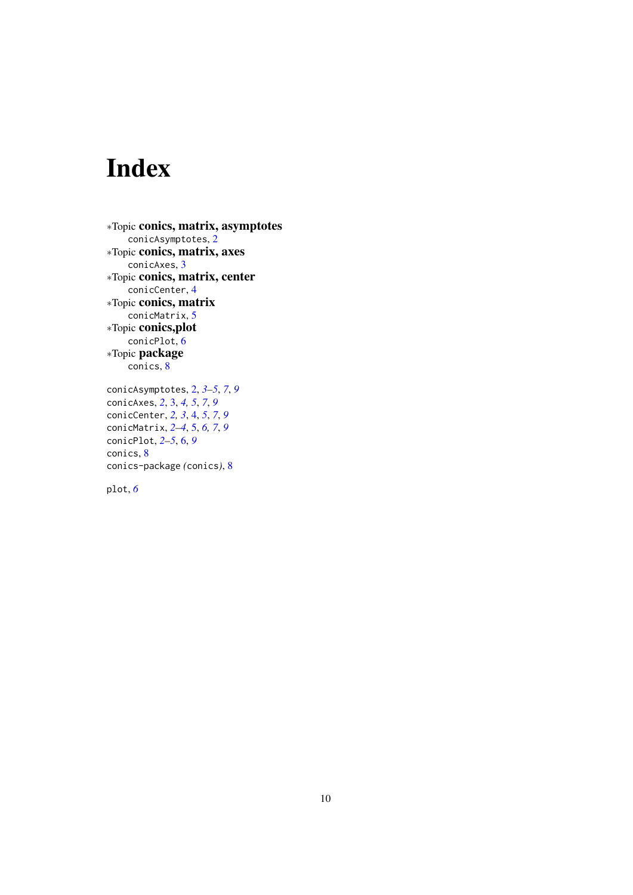# Index

*Topic **conics, matrix, asymptotes**
  conicAsymptotes, 2
*Topic **conics, matrix, axes**
  conicAxes, 3
*Topic **conics, matrix, center**
  conicCenter, 4
*Topic **conics, matrix**
  conicMatrix, 5
*Topic **conics,plot**
  conicPlot, 6
*Topic **package**
  conics, 8

conicAsymptotes, 2, *3–5*, *7*, *9*
conicAxes, *2*, 3, *4*, *5*, *7*, *9*
conicCenter, *2*, *3*, 4, *5*, *7*, *9*
conicMatrix, *2–4*, 5, *6*, *7*, *9*
conicPlot, *2–5*, 6, *9*
conics, 8
conics-package *(*conics*)*, 8

plot, *6*